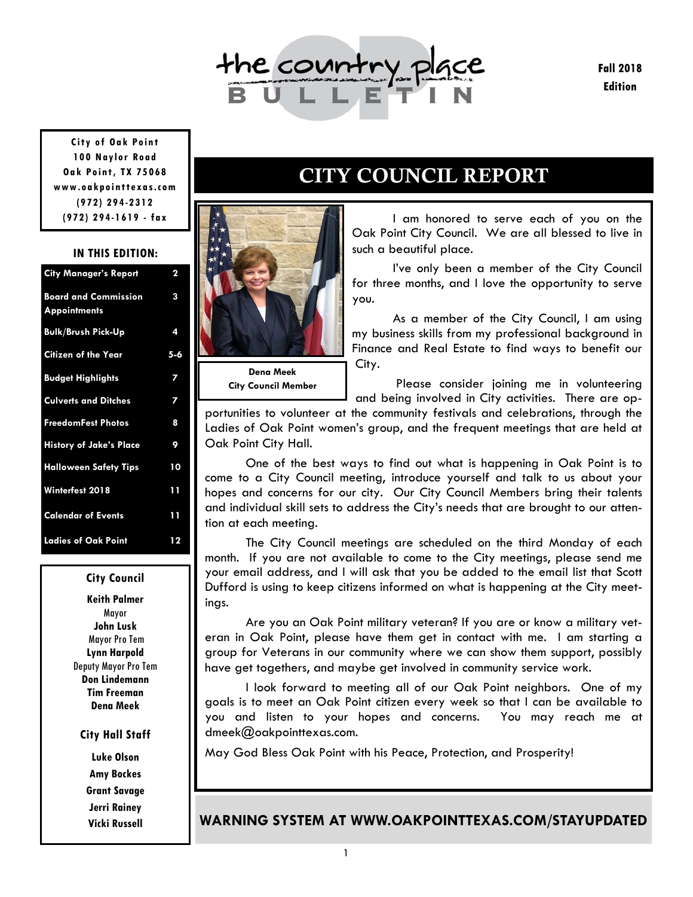# the country place BULLETIN

**Fall 2018 Edition**

**City of Oak Point**
**100 Naylor Road**
**Oak Point, TX 75068**
**www.oakpointtexas.com**
**(972) 294-2312**
**(972) 294-1619 - fax**

### IN THIS EDITION:

| | |
|---|---|
| City Manager's Report | 2 |
| Board and Commission Appointments | 3 |
| Bulk/Brush Pick-Up | 4 |
| Citizen of the Year | 5-6 |
| Budget Highlights | 7 |
| Culverts and Ditches | 7 |
| FreedomFest Photos | 8 |
| History of Jake's Place | 9 |
| Halloween Safety Tips | 10 |
| Winterfest 2018 | 11 |
| Calendar of Events | 11 |
| Ladies of Oak Point | 12 |

### City Council

**Keith Palmer**
Mayor
**John Lusk**
Mayor Pro Tem
**Lynn Harpold**
Deputy Mayor Pro Tem
**Don Lindemann**
**Tim Freeman**
**Dena Meek**

### City Hall Staff

**Luke Olson**
**Amy Bockes**
**Grant Savage**
**Jerri Rainey**
**Vicki Russell**

## CITY COUNCIL REPORT

**Dena Meek**
**City Council Member**

I am honored to serve each of you on the Oak Point City Council. We are all blessed to live in such a beautiful place.

I've only been a member of the City Council for three months, and I love the opportunity to serve you.

As a member of the City Council, I am using my business skills from my professional background in Finance and Real Estate to find ways to benefit our City.

Please consider joining me in volunteering and being involved in City activities. There are opportunities to volunteer at the community festivals and celebrations, through the Ladies of Oak Point women's group, and the frequent meetings that are held at Oak Point City Hall.

One of the best ways to find out what is happening in Oak Point is to come to a City Council meeting, introduce yourself and talk to us about your hopes and concerns for our city. Our City Council Members bring their talents and individual skill sets to address the City's needs that are brought to our attention at each meeting.

The City Council meetings are scheduled on the third Monday of each month. If you are not available to come to the City meetings, please send me your email address, and I will ask that you be added to the email list that Scott Dufford is using to keep citizens informed on what is happening at the City meetings.

Are you an Oak Point military veteran? If you are or know a military veteran in Oak Point, please have them get in contact with me. I am starting a group for Veterans in our community where we can show them support, possibly have get togethers, and maybe get involved in community service work.

I look forward to meeting all of our Oak Point neighbors. One of my goals is to meet an Oak Point citizen every week so that I can be available to you and listen to your hopes and concerns. You may reach me at dmeek@oakpointtexas.com.

May God Bless Oak Point with his Peace, Protection, and Prosperity!

**WARNING SYSTEM AT WWW.OAKPOINTTEXAS.COM/STAYUPDATED**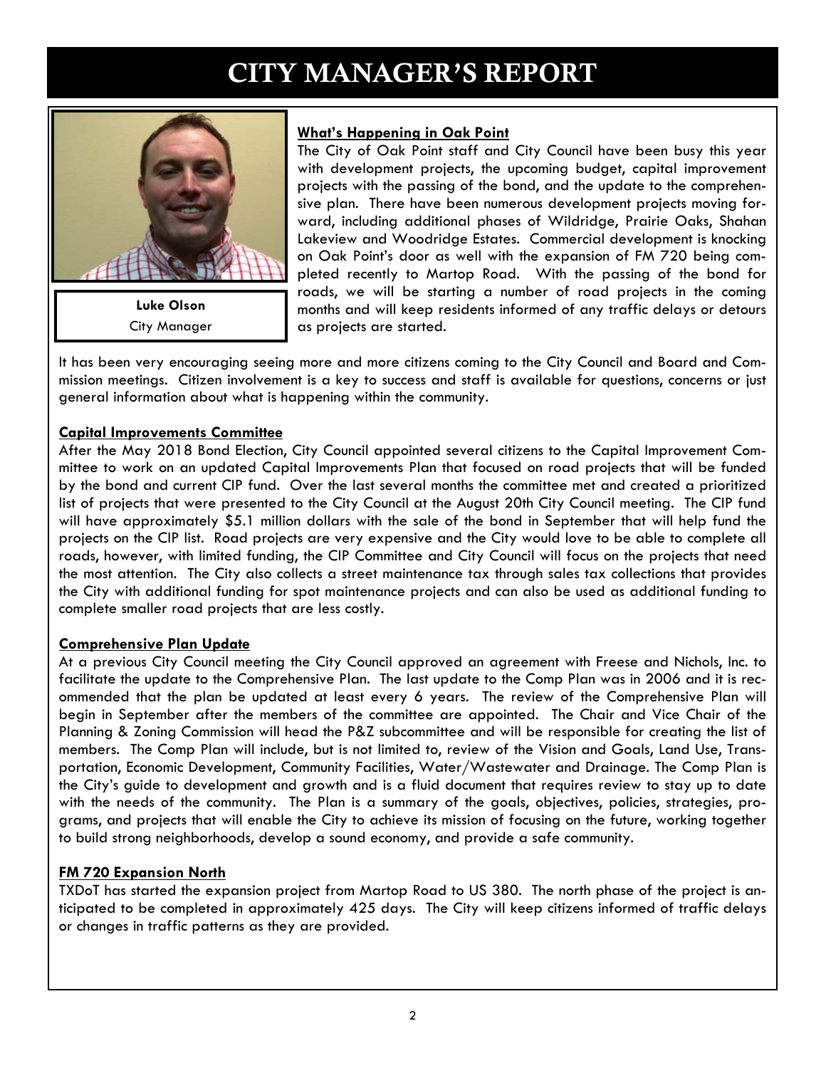# CITY MANAGER'S REPORT

**Luke Olson**
City Manager

### What's Happening in Oak Point

The City of Oak Point staff and City Council have been busy this year with development projects, the upcoming budget, capital improvement projects with the passing of the bond, and the update to the comprehensive plan. There have been numerous development projects moving forward, including additional phases of Wildridge, Prairie Oaks, Shahan Lakeview and Woodridge Estates. Commercial development is knocking on Oak Point's door as well with the expansion of FM 720 being completed recently to Martop Road. With the passing of the bond for roads, we will be starting a number of road projects in the coming months and will keep residents informed of any traffic delays or detours as projects are started.

It has been very encouraging seeing more and more citizens coming to the City Council and Board and Commission meetings. Citizen involvement is a key to success and staff is available for questions, concerns or just general information about what is happening within the community.

### Capital Improvements Committee

After the May 2018 Bond Election, City Council appointed several citizens to the Capital Improvement Committee to work on an updated Capital Improvements Plan that focused on road projects that will be funded by the bond and current CIP fund. Over the last several months the committee met and created a prioritized list of projects that were presented to the City Council at the August 20th City Council meeting. The CIP fund will have approximately $5.1 million dollars with the sale of the bond in September that will help fund the projects on the CIP list. Road projects are very expensive and the City would love to be able to complete all roads, however, with limited funding, the CIP Committee and City Council will focus on the projects that need the most attention. The City also collects a street maintenance tax through sales tax collections that provides the City with additional funding for spot maintenance projects and can also be used as additional funding to complete smaller road projects that are less costly.

### Comprehensive Plan Update

At a previous City Council meeting the City Council approved an agreement with Freese and Nichols, Inc. to facilitate the update to the Comprehensive Plan. The last update to the Comp Plan was in 2006 and it is recommended that the plan be updated at least every 6 years. The review of the Comprehensive Plan will begin in September after the members of the committee are appointed. The Chair and Vice Chair of the Planning & Zoning Commission will head the P&Z subcommittee and will be responsible for creating the list of members. The Comp Plan will include, but is not limited to, review of the Vision and Goals, Land Use, Transportation, Economic Development, Community Facilities, Water/Wastewater and Drainage. The Comp Plan is the City's guide to development and growth and is a fluid document that requires review to stay up to date with the needs of the community. The Plan is a summary of the goals, objectives, policies, strategies, programs, and projects that will enable the City to achieve its mission of focusing on the future, working together to build strong neighborhoods, develop a sound economy, and provide a safe community.

### FM 720 Expansion North

TXDoT has started the expansion project from Martop Road to US 380. The north phase of the project is anticipated to be completed in approximately 425 days. The City will keep citizens informed of traffic delays or changes in traffic patterns as they are provided.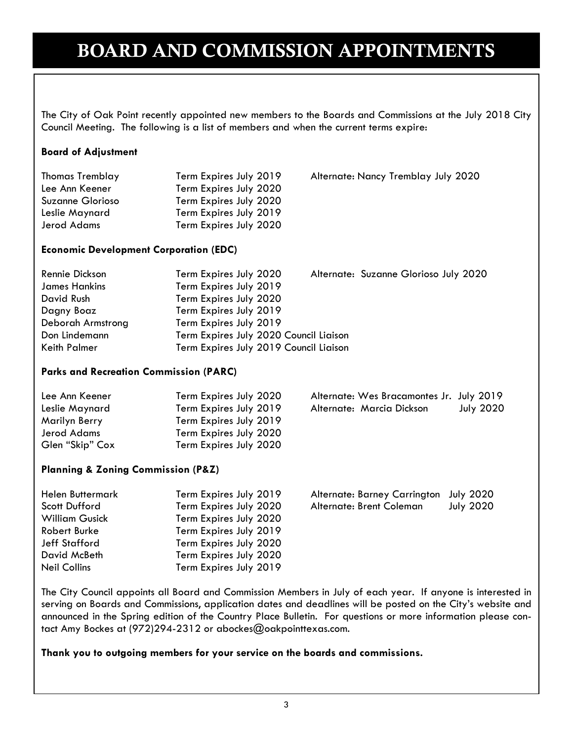# BOARD AND COMMISSION APPOINTMENTS

The City of Oak Point recently appointed new members to the Boards and Commissions at the July 2018 City Council Meeting. The following is a list of members and when the current terms expire:

**Board of Adjustment**

| Member | Term | Alternate |
|---|---|---|
| Thomas Tremblay | Term Expires July 2019 | Alternate: Nancy Tremblay July 2020 |
| Lee Ann Keener | Term Expires July 2020 | |
| Suzanne Glorioso | Term Expires July 2020 | |
| Leslie Maynard | Term Expires July 2019 | |
| Jerod Adams | Term Expires July 2020 | |

**Economic Development Corporation (EDC)**

| Member | Term | Alternate |
|---|---|---|
| Rennie Dickson | Term Expires July 2020 | Alternate: Suzanne Glorioso July 2020 |
| James Hankins | Term Expires July 2019 | |
| David Rush | Term Expires July 2020 | |
| Dagny Boaz | Term Expires July 2019 | |
| Deborah Armstrong | Term Expires July 2019 | |
| Don Lindemann | Term Expires July 2020 Council Liaison | |
| Keith Palmer | Term Expires July 2019 Council Liaison | |

**Parks and Recreation Commission (PARC)**

| Member | Term | Alternate |
|---|---|---|
| Lee Ann Keener | Term Expires July 2020 | Alternate: Wes Bracamontes Jr. July 2019 |
| Leslie Maynard | Term Expires July 2019 | Alternate: Marcia Dickson July 2020 |
| Marilyn Berry | Term Expires July 2019 | |
| Jerod Adams | Term Expires July 2020 | |
| Glen "Skip" Cox | Term Expires July 2020 | |

**Planning & Zoning Commission (P&Z)**

| Member | Term | Alternate |
|---|---|---|
| Helen Buttermark | Term Expires July 2019 | Alternate: Barney Carrington July 2020 |
| Scott Dufford | Term Expires July 2020 | Alternate: Brent Coleman July 2020 |
| William Gusick | Term Expires July 2020 | |
| Robert Burke | Term Expires July 2019 | |
| Jeff Stafford | Term Expires July 2020 | |
| David McBeth | Term Expires July 2020 | |
| Neil Collins | Term Expires July 2019 | |

The City Council appoints all Board and Commission Members in July of each year. If anyone is interested in serving on Boards and Commissions, application dates and deadlines will be posted on the City's website and announced in the Spring edition of the Country Place Bulletin. For questions or more information please contact Amy Bockes at (972)294-2312 or abockes@oakpointtexas.com.

**Thank you to outgoing members for your service on the boards and commissions.**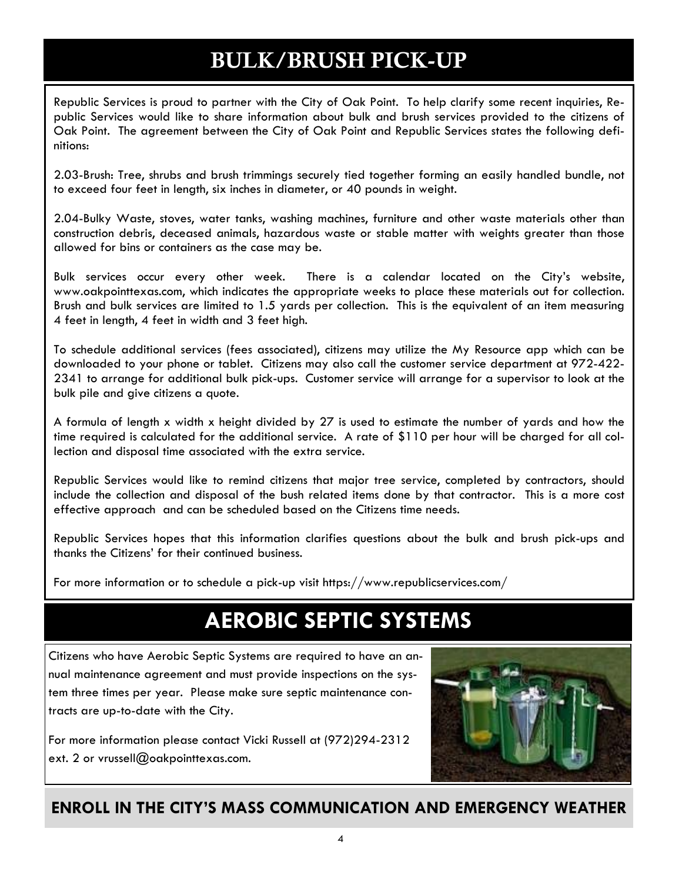# BULK/BRUSH PICK-UP

Republic Services is proud to partner with the City of Oak Point. To help clarify some recent inquiries, Republic Services would like to share information about bulk and brush services provided to the citizens of Oak Point. The agreement between the City of Oak Point and Republic Services states the following definitions:

2.03-Brush: Tree, shrubs and brush trimmings securely tied together forming an easily handled bundle, not to exceed four feet in length, six inches in diameter, or 40 pounds in weight.

2.04-Bulky Waste, stoves, water tanks, washing machines, furniture and other waste materials other than construction debris, deceased animals, hazardous waste or stable matter with weights greater than those allowed for bins or containers as the case may be.

Bulk services occur every other week. There is a calendar located on the City's website, www.oakpointtexas.com, which indicates the appropriate weeks to place these materials out for collection. Brush and bulk services are limited to 1.5 yards per collection. This is the equivalent of an item measuring 4 feet in length, 4 feet in width and 3 feet high.

To schedule additional services (fees associated), citizens may utilize the My Resource app which can be downloaded to your phone or tablet. Citizens may also call the customer service department at 972-422-2341 to arrange for additional bulk pick-ups. Customer service will arrange for a supervisor to look at the bulk pile and give citizens a quote.

A formula of length x width x height divided by 27 is used to estimate the number of yards and how the time required is calculated for the additional service. A rate of $110 per hour will be charged for all collection and disposal time associated with the extra service.

Republic Services would like to remind citizens that major tree service, completed by contractors, should include the collection and disposal of the bush related items done by that contractor. This is a more cost effective approach and can be scheduled based on the Citizens time needs.

Republic Services hopes that this information clarifies questions about the bulk and brush pick-ups and thanks the Citizens' for their continued business.

For more information or to schedule a pick-up visit https://www.republicservices.com/

# AEROBIC SEPTIC SYSTEMS

Citizens who have Aerobic Septic Systems are required to have an annual maintenance agreement and must provide inspections on the system three times per year. Please make sure septic maintenance contracts are up-to-date with the City.

For more information please contact Vicki Russell at (972)294-2312 ext. 2 or vrussell@oakpointtexas.com.

## ENROLL IN THE CITY'S MASS COMMUNICATION AND EMERGENCY WEATHER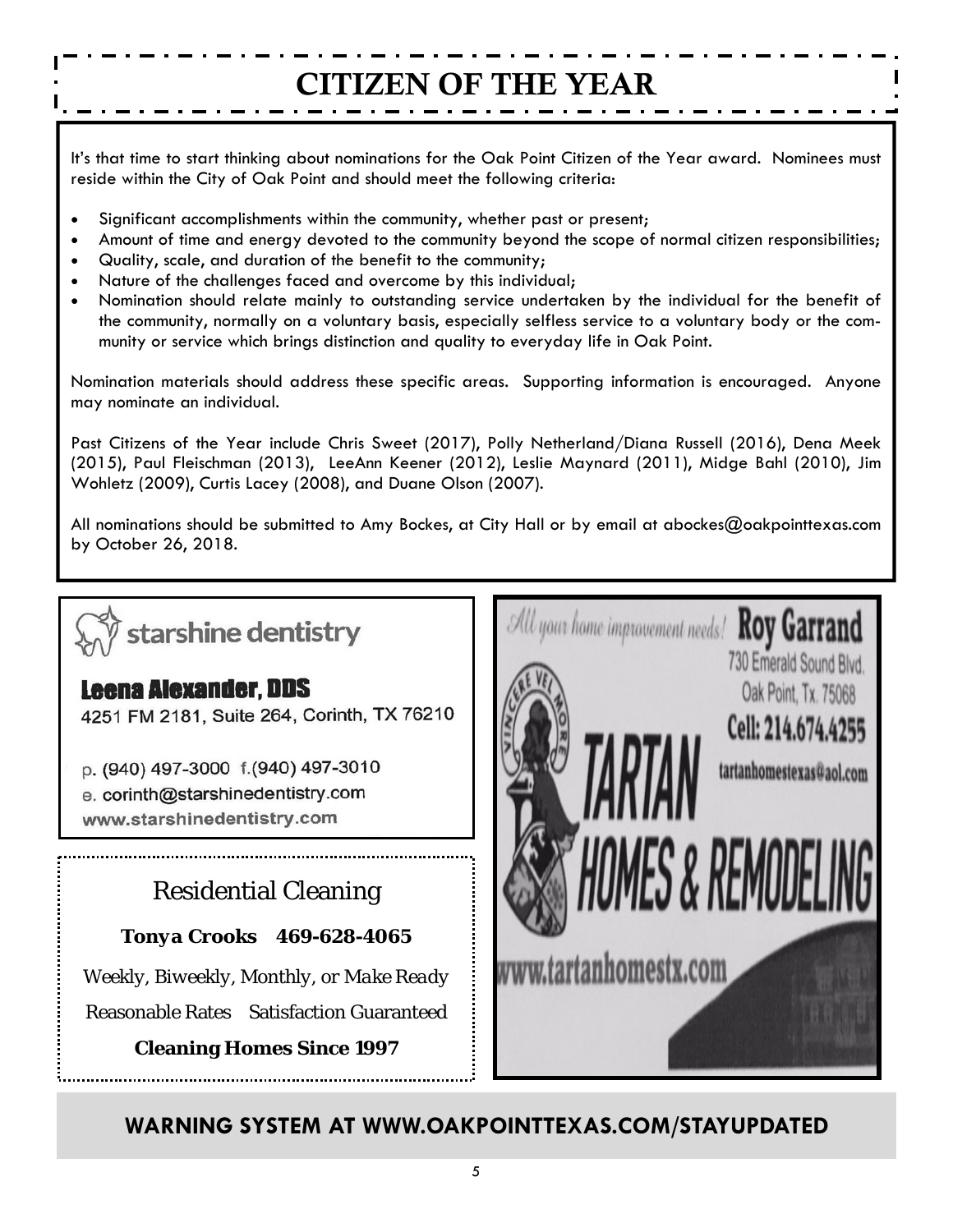# CITIZEN OF THE YEAR

It's that time to start thinking about nominations for the Oak Point Citizen of the Year award. Nominees must reside within the City of Oak Point and should meet the following criteria:

- Significant accomplishments within the community, whether past or present;
- Amount of time and energy devoted to the community beyond the scope of normal citizen responsibilities;
- Quality, scale, and duration of the benefit to the community;
- Nature of the challenges faced and overcome by this individual;
- Nomination should relate mainly to outstanding service undertaken by the individual for the benefit of the community, normally on a voluntary basis, especially selfless service to a voluntary body or the community or service which brings distinction and quality to everyday life in Oak Point.

Nomination materials should address these specific areas. Supporting information is encouraged. Anyone may nominate an individual.

Past Citizens of the Year include Chris Sweet (2017), Polly Netherland/Diana Russell (2016), Dena Meek (2015), Paul Fleischman (2013), LeeAnn Keener (2012), Leslie Maynard (2011), Midge Bahl (2010), Jim Wohletz (2009), Curtis Lacey (2008), and Duane Olson (2007).

All nominations should be submitted to Amy Bockes, at City Hall or by email at abockes@oakpointtexas.com by October 26, 2018.

---

**starshine dentistry**

**Leena Alexander, DDS**
4251 FM 2181, Suite 264, Corinth, TX 76210

p. (940) 497-3000 f.(940) 497-3010
e. corinth@starshinedentistry.com
www.starshinedentistry.com

---

Residential Cleaning

**Tonya Crooks 469-628-4065**

*Weekly, Biweekly, Monthly, or Make Ready*

Reasonable Rates Satisfaction Guaranteed

**Cleaning Homes Since 1997**

---

*All your home improvement needs!* **Roy Garrand**
730 Emerald Sound Blvd.
Oak Point, Tx. 75068
**Cell: 214.674.4255**
tartanhomestexas@aol.com

**TARTAN HOMES & REMODELING**

www.tartanhomestx.com

---

**WARNING SYSTEM AT WWW.OAKPOINTTEXAS.COM/STAYUPDATED**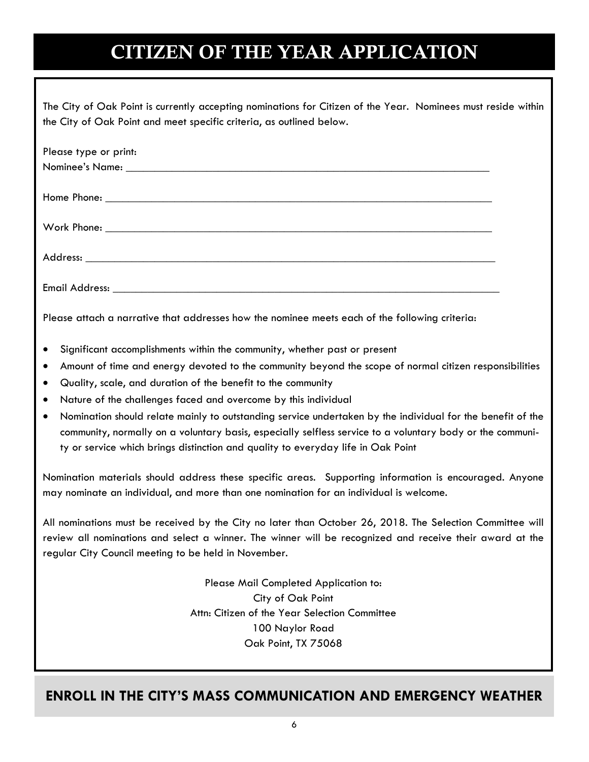# CITIZEN OF THE YEAR APPLICATION

The City of Oak Point is currently accepting nominations for Citizen of the Year. Nominees must reside within the City of Oak Point and meet specific criteria, as outlined below.

Please type or print:

Nominee's Name: ___________________________________________________________________

Home Phone: ______________________________________________________________________

Work Phone: ______________________________________________________________________

Address: _________________________________________________________________________

Email Address: ____________________________________________________________________

Please attach a narrative that addresses how the nominee meets each of the following criteria:

- Significant accomplishments within the community, whether past or present
- Amount of time and energy devoted to the community beyond the scope of normal citizen responsibilities
- Quality, scale, and duration of the benefit to the community
- Nature of the challenges faced and overcome by this individual
- Nomination should relate mainly to outstanding service undertaken by the individual for the benefit of the community, normally on a voluntary basis, especially selfless service to a voluntary body or the community or service which brings distinction and quality to everyday life in Oak Point

Nomination materials should address these specific areas. Supporting information is encouraged. Anyone may nominate an individual, and more than one nomination for an individual is welcome.

All nominations must be received by the City no later than October 26, 2018. The Selection Committee will review all nominations and select a winner. The winner will be recognized and receive their award at the regular City Council meeting to be held in November.

Please Mail Completed Application to:
City of Oak Point
Attn: Citizen of the Year Selection Committee
100 Naylor Road
Oak Point, TX 75068

## ENROLL IN THE CITY'S MASS COMMUNICATION AND EMERGENCY WEATHER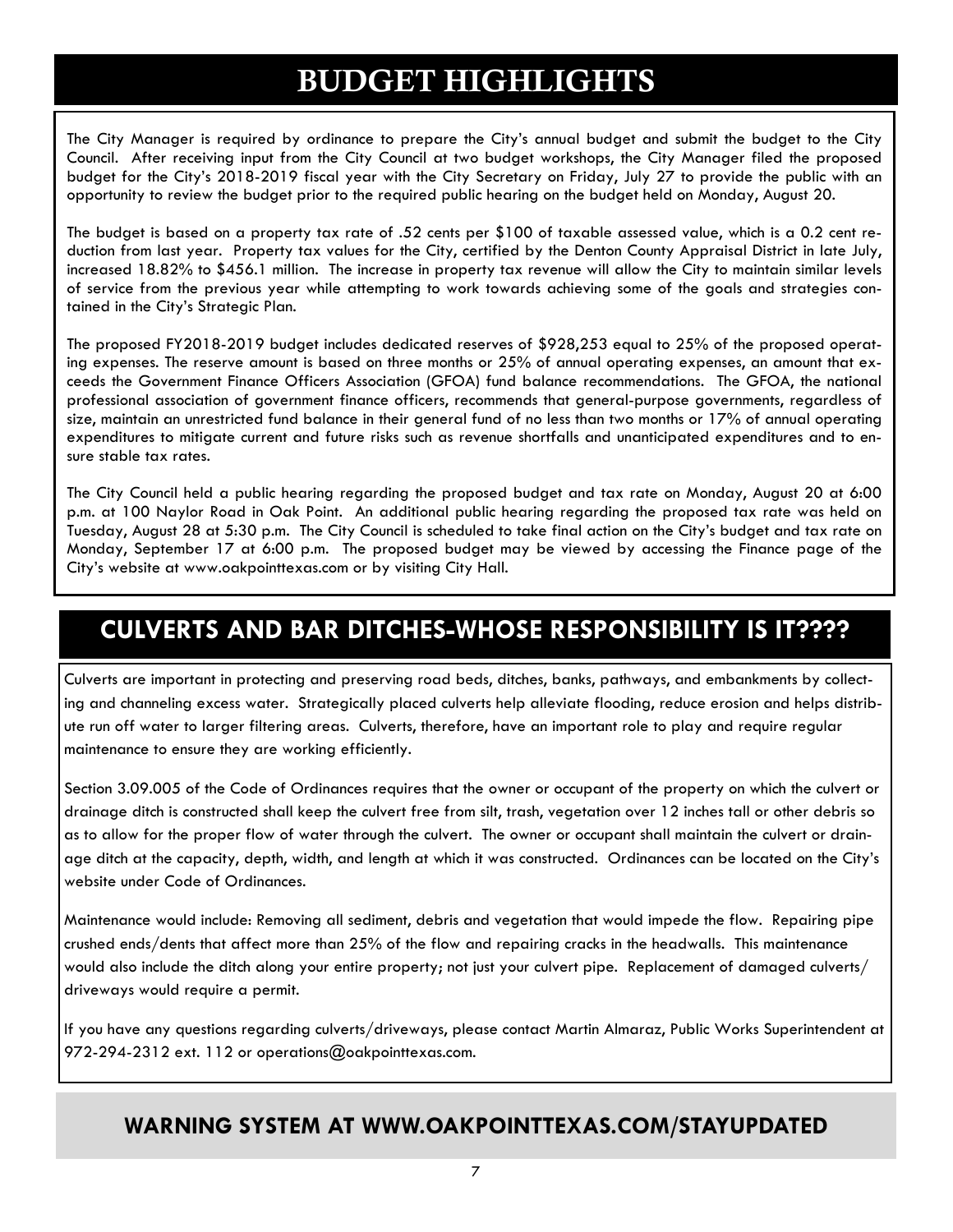# BUDGET HIGHLIGHTS

The City Manager is required by ordinance to prepare the City's annual budget and submit the budget to the City Council. After receiving input from the City Council at two budget workshops, the City Manager filed the proposed budget for the City's 2018-2019 fiscal year with the City Secretary on Friday, July 27 to provide the public with an opportunity to review the budget prior to the required public hearing on the budget held on Monday, August 20.

The budget is based on a property tax rate of .52 cents per $100 of taxable assessed value, which is a 0.2 cent reduction from last year. Property tax values for the City, certified by the Denton County Appraisal District in late July, increased 18.82% to $456.1 million. The increase in property tax revenue will allow the City to maintain similar levels of service from the previous year while attempting to work towards achieving some of the goals and strategies contained in the City's Strategic Plan.

The proposed FY2018-2019 budget includes dedicated reserves of $928,253 equal to 25% of the proposed operating expenses. The reserve amount is based on three months or 25% of annual operating expenses, an amount that exceeds the Government Finance Officers Association (GFOA) fund balance recommendations. The GFOA, the national professional association of government finance officers, recommends that general-purpose governments, regardless of size, maintain an unrestricted fund balance in their general fund of no less than two months or 17% of annual operating expenditures to mitigate current and future risks such as revenue shortfalls and unanticipated expenditures and to ensure stable tax rates.

The City Council held a public hearing regarding the proposed budget and tax rate on Monday, August 20 at 6:00 p.m. at 100 Naylor Road in Oak Point. An additional public hearing regarding the proposed tax rate was held on Tuesday, August 28 at 5:30 p.m. The City Council is scheduled to take final action on the City's budget and tax rate on Monday, September 17 at 6:00 p.m. The proposed budget may be viewed by accessing the Finance page of the City's website at www.oakpointtexas.com or by visiting City Hall.

# CULVERTS AND BAR DITCHES-WHOSE RESPONSIBILITY IS IT????

Culverts are important in protecting and preserving road beds, ditches, banks, pathways, and embankments by collecting and channeling excess water. Strategically placed culverts help alleviate flooding, reduce erosion and helps distribute run off water to larger filtering areas. Culverts, therefore, have an important role to play and require regular maintenance to ensure they are working efficiently.

Section 3.09.005 of the Code of Ordinances requires that the owner or occupant of the property on which the culvert or drainage ditch is constructed shall keep the culvert free from silt, trash, vegetation over 12 inches tall or other debris so as to allow for the proper flow of water through the culvert. The owner or occupant shall maintain the culvert or drainage ditch at the capacity, depth, width, and length at which it was constructed. Ordinances can be located on the City's website under Code of Ordinances.

Maintenance would include: Removing all sediment, debris and vegetation that would impede the flow. Repairing pipe crushed ends/dents that affect more than 25% of the flow and repairing cracks in the headwalls. This maintenance would also include the ditch along your entire property; not just your culvert pipe. Replacement of damaged culverts/ driveways would require a permit.

If you have any questions regarding culverts/driveways, please contact Martin Almaraz, Public Works Superintendent at 972-294-2312 ext. 112 or operations@oakpointtexas.com.

## WARNING SYSTEM AT WWW.OAKPOINTTEXAS.COM/STAYUPDATED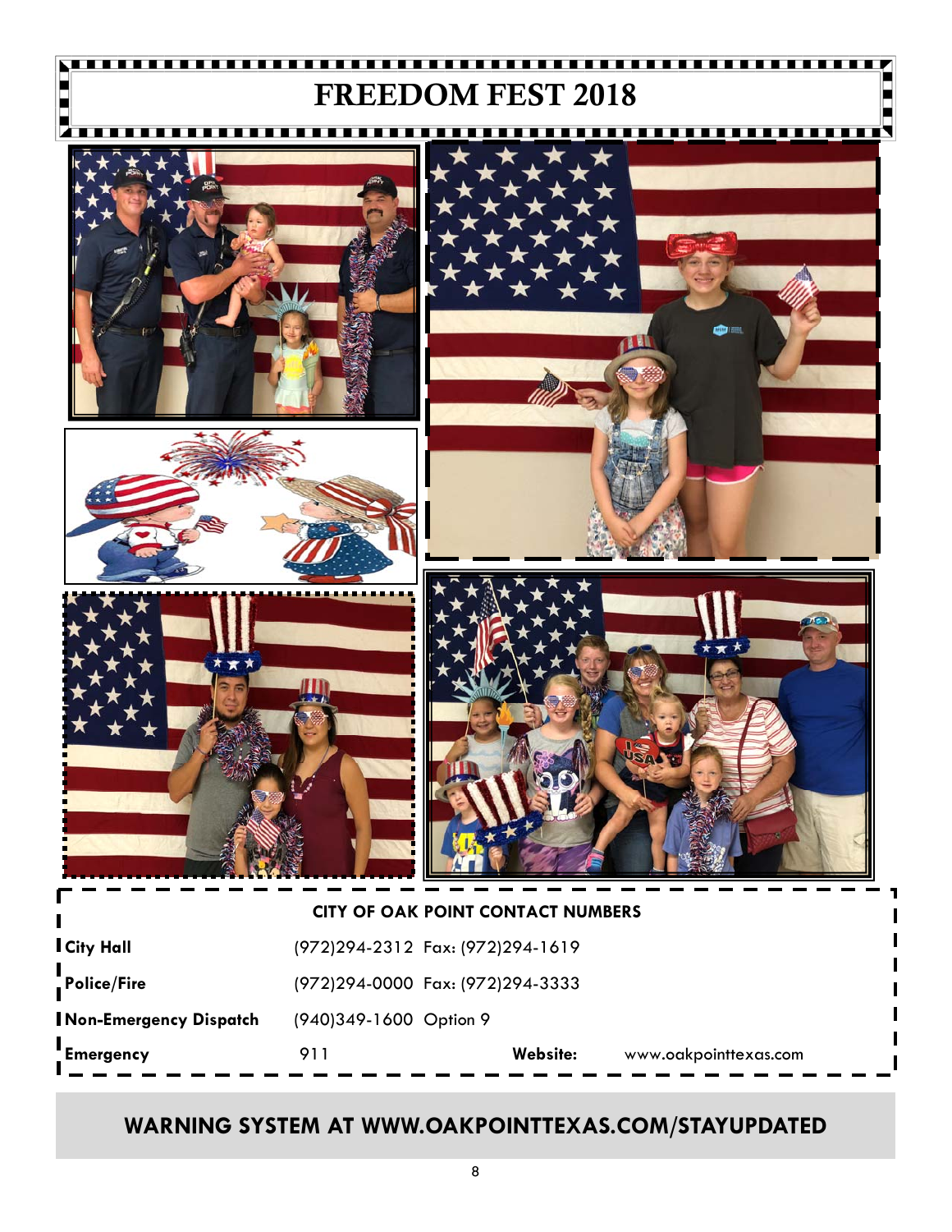# FREEDOM FEST 2018

## CITY OF OAK POINT CONTACT NUMBERS

| | | | |
|---|---|---|---|
| **City Hall** | (972)294-2312 Fax: (972)294-1619 | | |
| **Police/Fire** | (972)294-0000 Fax: (972)294-3333 | | |
| **Non-Emergency Dispatch** | (940)349-1600 Option 9 | | |
| **Emergency** | 911 | **Website:** | www.oakpointtexas.com |

**WARNING SYSTEM AT WWW.OAKPOINTTEXAS.COM/STAYUPDATED**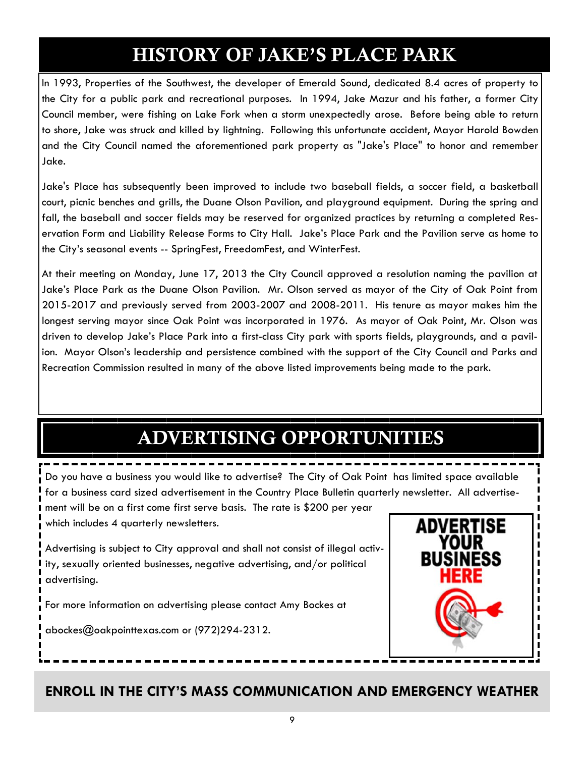# HISTORY OF JAKE'S PLACE PARK

In 1993, Properties of the Southwest, the developer of Emerald Sound, dedicated 8.4 acres of property to the City for a public park and recreational purposes. In 1994, Jake Mazur and his father, a former City Council member, were fishing on Lake Fork when a storm unexpectedly arose. Before being able to return to shore, Jake was struck and killed by lightning. Following this unfortunate accident, Mayor Harold Bowden and the City Council named the aforementioned park property as "Jake's Place" to honor and remember Jake.

Jake's Place has subsequently been improved to include two baseball fields, a soccer field, a basketball court, picnic benches and grills, the Duane Olson Pavilion, and playground equipment. During the spring and fall, the baseball and soccer fields may be reserved for organized practices by returning a completed Reservation Form and Liability Release Forms to City Hall. Jake's Place Park and the Pavilion serve as home to the City's seasonal events -- SpringFest, FreedomFest, and WinterFest.

At their meeting on Monday, June 17, 2013 the City Council approved a resolution naming the pavilion at Jake's Place Park as the Duane Olson Pavilion. Mr. Olson served as mayor of the City of Oak Point from 2015-2017 and previously served from 2003-2007 and 2008-2011. His tenure as mayor makes him the longest serving mayor since Oak Point was incorporated in 1976. As mayor of Oak Point, Mr. Olson was driven to develop Jake's Place Park into a first-class City park with sports fields, playgrounds, and a pavilion. Mayor Olson's leadership and persistence combined with the support of the City Council and Parks and Recreation Commission resulted in many of the above listed improvements being made to the park.

# ADVERTISING OPPORTUNITIES

Do you have a business you would like to advertise? The City of Oak Point has limited space available for a business card sized advertisement in the Country Place Bulletin quarterly newsletter. All advertisement will be on a first come first serve basis. The rate is $200 per year which includes 4 quarterly newsletters.

Advertising is subject to City approval and shall not consist of illegal activity, sexually oriented businesses, negative advertising, and/or political advertising.

For more information on advertising please contact Amy Bockes at

abockes@oakpointtexas.com or (972)294-2312.

ADVERTISE YOUR BUSINESS HERE

## ENROLL IN THE CITY'S MASS COMMUNICATION AND EMERGENCY WEATHER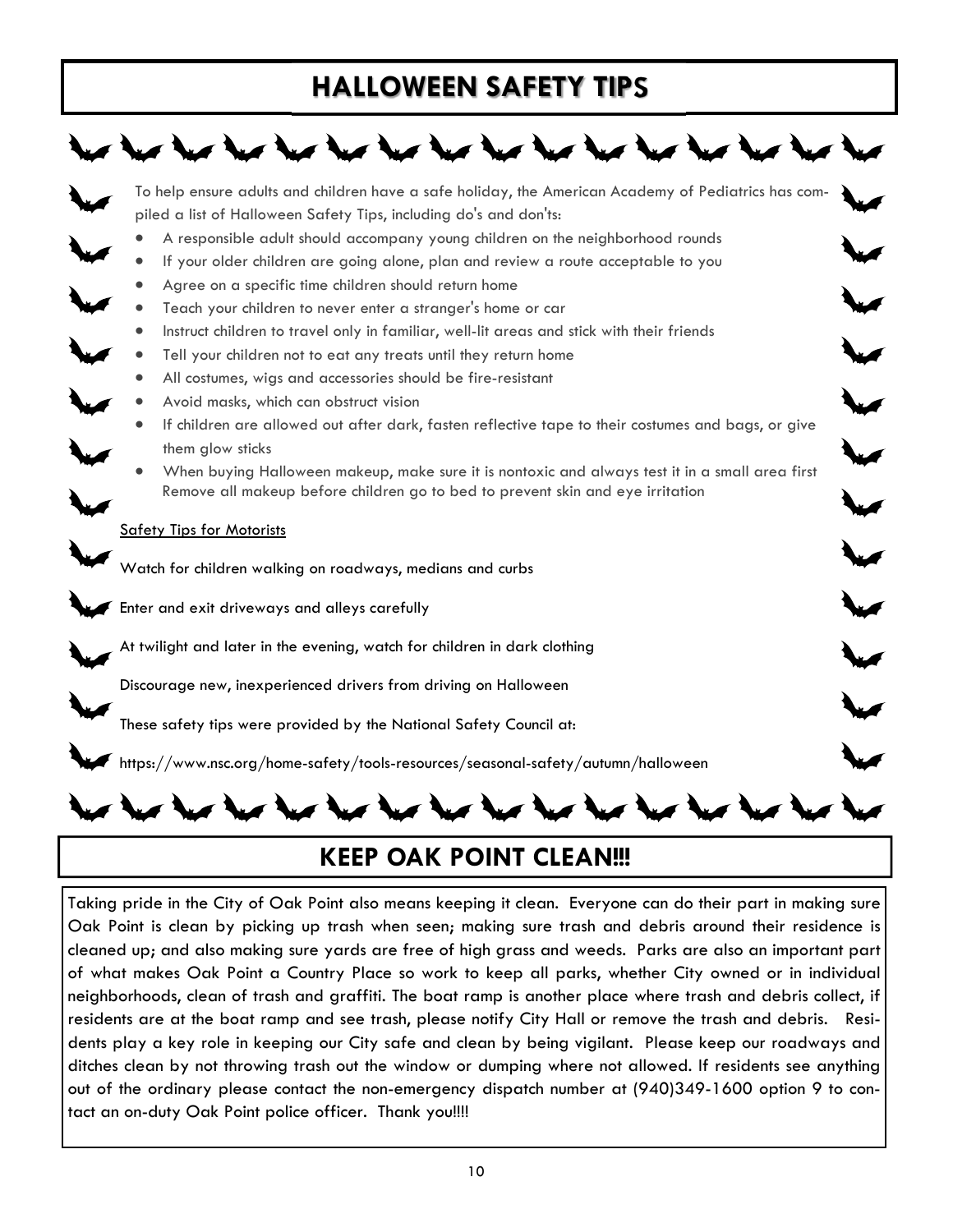# HALLOWEEN SAFETY TIPS

To help ensure adults and children have a safe holiday, the American Academy of Pediatrics has compiled a list of Halloween Safety Tips, including do's and don'ts:

- A responsible adult should accompany young children on the neighborhood rounds
- If your older children are going alone, plan and review a route acceptable to you
- Agree on a specific time children should return home
- Teach your children to never enter a stranger's home or car
- Instruct children to travel only in familiar, well-lit areas and stick with their friends
- Tell your children not to eat any treats until they return home
- All costumes, wigs and accessories should be fire-resistant
- Avoid masks, which can obstruct vision
- If children are allowed out after dark, fasten reflective tape to their costumes and bags, or give them glow sticks
- When buying Halloween makeup, make sure it is nontoxic and always test it in a small area first Remove all makeup before children go to bed to prevent skin and eye irritation

Safety Tips for Motorists

Watch for children walking on roadways, medians and curbs

Enter and exit driveways and alleys carefully

At twilight and later in the evening, watch for children in dark clothing

Discourage new, inexperienced drivers from driving on Halloween

These safety tips were provided by the National Safety Council at:

https://www.nsc.org/home-safety/tools-resources/seasonal-safety/autumn/halloween

# KEEP OAK POINT CLEAN!!!

Taking pride in the City of Oak Point also means keeping it clean. Everyone can do their part in making sure Oak Point is clean by picking up trash when seen; making sure trash and debris around their residence is cleaned up; and also making sure yards are free of high grass and weeds. Parks are also an important part of what makes Oak Point a Country Place so work to keep all parks, whether City owned or in individual neighborhoods, clean of trash and graffiti. The boat ramp is another place where trash and debris collect, if residents are at the boat ramp and see trash, please notify City Hall or remove the trash and debris. Residents play a key role in keeping our City safe and clean by being vigilant. Please keep our roadways and ditches clean by not throwing trash out the window or dumping where not allowed. If residents see anything out of the ordinary please contact the non-emergency dispatch number at (940)349-1600 option 9 to contact an on-duty Oak Point police officer. Thank you!!!!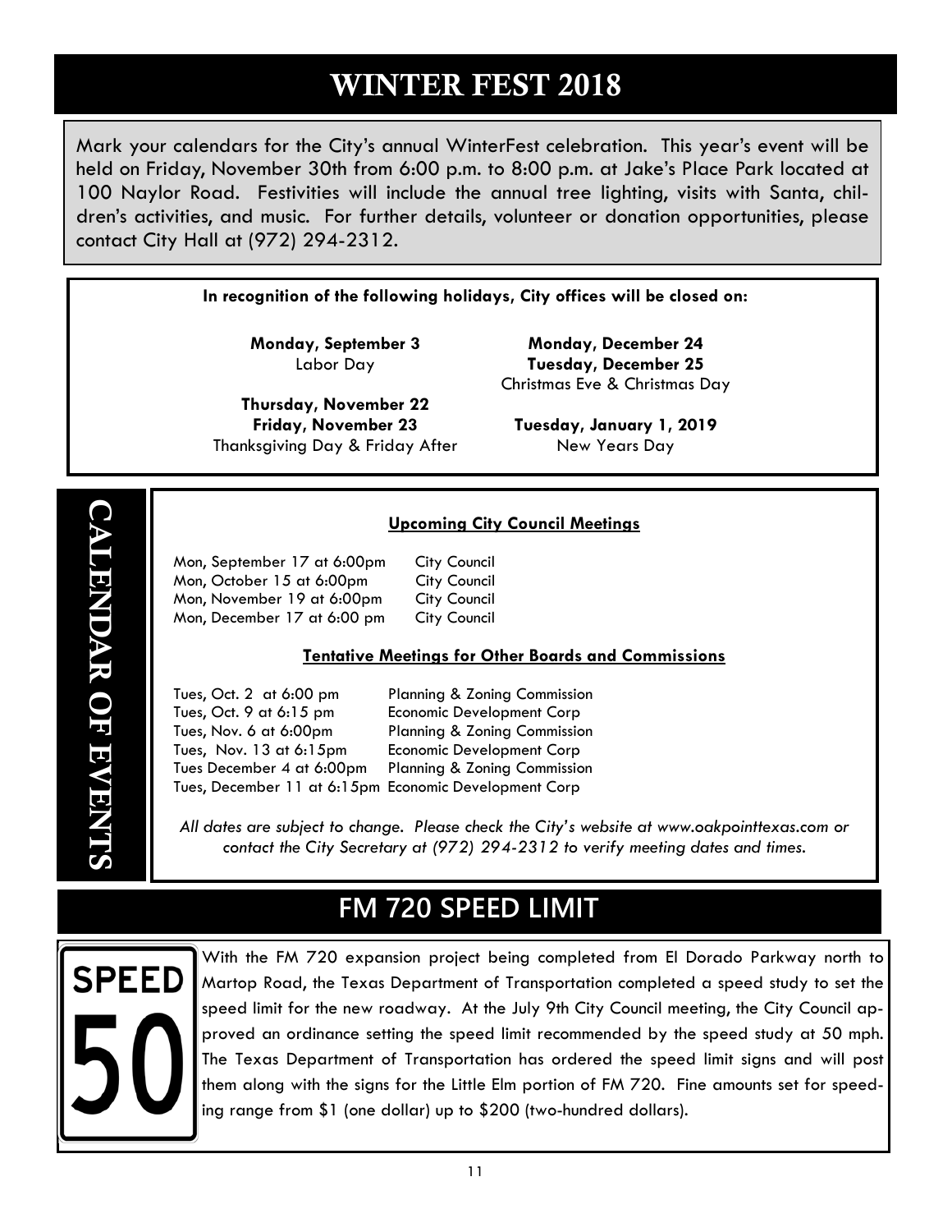# WINTER FEST 2018

Mark your calendars for the City's annual WinterFest celebration. This year's event will be held on Friday, November 30th from 6:00 p.m. to 8:00 p.m. at Jake's Place Park located at 100 Naylor Road. Festivities will include the annual tree lighting, visits with Santa, children's activities, and music. For further details, volunteer or donation opportunities, please contact City Hall at (972) 294-2312.

**In recognition of the following holidays, City offices will be closed on:**

**Monday, September 3**
Labor Day

**Thursday, November 22**
**Friday, November 23**
Thanksgiving Day & Friday After

**Monday, December 24**
**Tuesday, December 25**
Christmas Eve & Christmas Day

**Tuesday, January 1, 2019**
New Years Day

## CALENDAR OF EVENTS

**Upcoming City Council Meetings**

| Date | Meeting |
|---|---|
| Mon, September 17 at 6:00pm | City Council |
| Mon, October 15 at 6:00pm | City Council |
| Mon, November 19 at 6:00pm | City Council |
| Mon, December 17 at 6:00 pm | City Council |

**Tentative Meetings for Other Boards and Commissions**

| Date | Meeting |
|---|---|
| Tues, Oct. 2 at 6:00 pm | Planning & Zoning Commission |
| Tues, Oct. 9 at 6:15 pm | Economic Development Corp |
| Tues, Nov. 6 at 6:00pm | Planning & Zoning Commission |
| Tues, Nov. 13 at 6:15pm | Economic Development Corp |
| Tues December 4 at 6:00pm | Planning & Zoning Commission |
| Tues, December 11 at 6:15pm | Economic Development Corp |

*All dates are subject to change. Please check the City's website at www.oakpointtexas.com or contact the City Secretary at (972) 294-2312 to verify meeting dates and times.*

# FM 720 SPEED LIMIT

SPEED 50

With the FM 720 expansion project being completed from El Dorado Parkway north to Martop Road, the Texas Department of Transportation completed a speed study to set the speed limit for the new roadway. At the July 9th City Council meeting, the City Council approved an ordinance setting the speed limit recommended by the speed study at 50 mph. The Texas Department of Transportation has ordered the speed limit signs and will post them along with the signs for the Little Elm portion of FM 720. Fine amounts set for speeding range from $1 (one dollar) up to $200 (two-hundred dollars).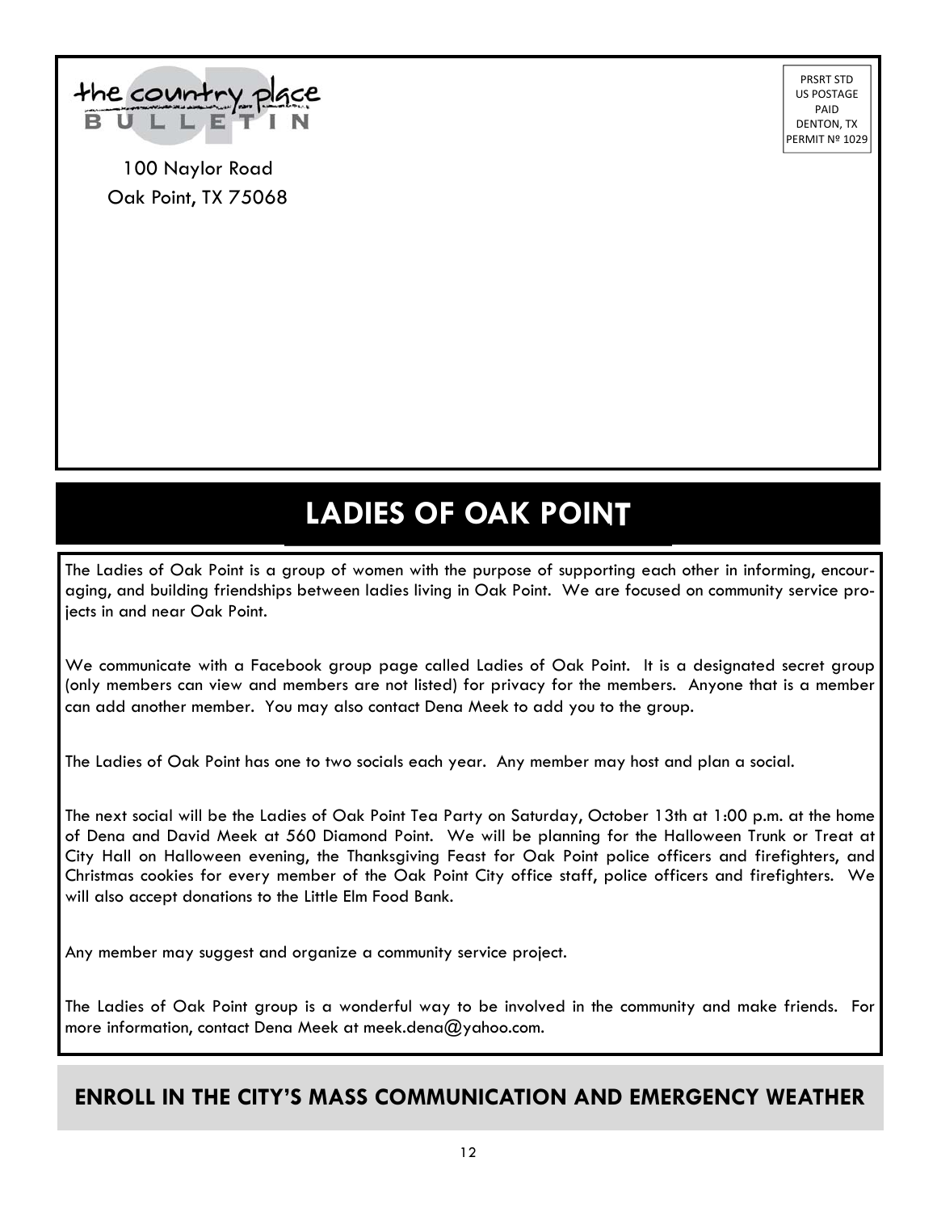the country place
BULLETIN

100 Naylor Road
Oak Point, TX 75068

PRSRT STD
US POSTAGE
PAID
DENTON, TX
PERMIT Nº 1029

# LADIES OF OAK POINT

The Ladies of Oak Point is a group of women with the purpose of supporting each other in informing, encouraging, and building friendships between ladies living in Oak Point. We are focused on community service projects in and near Oak Point.

We communicate with a Facebook group page called Ladies of Oak Point. It is a designated secret group (only members can view and members are not listed) for privacy for the members. Anyone that is a member can add another member. You may also contact Dena Meek to add you to the group.

The Ladies of Oak Point has one to two socials each year. Any member may host and plan a social.

The next social will be the Ladies of Oak Point Tea Party on Saturday, October 13th at 1:00 p.m. at the home of Dena and David Meek at 560 Diamond Point. We will be planning for the Halloween Trunk or Treat at City Hall on Halloween evening, the Thanksgiving Feast for Oak Point police officers and firefighters, and Christmas cookies for every member of the Oak Point City office staff, police officers and firefighters. We will also accept donations to the Little Elm Food Bank.

Any member may suggest and organize a community service project.

The Ladies of Oak Point group is a wonderful way to be involved in the community and make friends. For more information, contact Dena Meek at meek.dena@yahoo.com.

## ENROLL IN THE CITY'S MASS COMMUNICATION AND EMERGENCY WEATHER